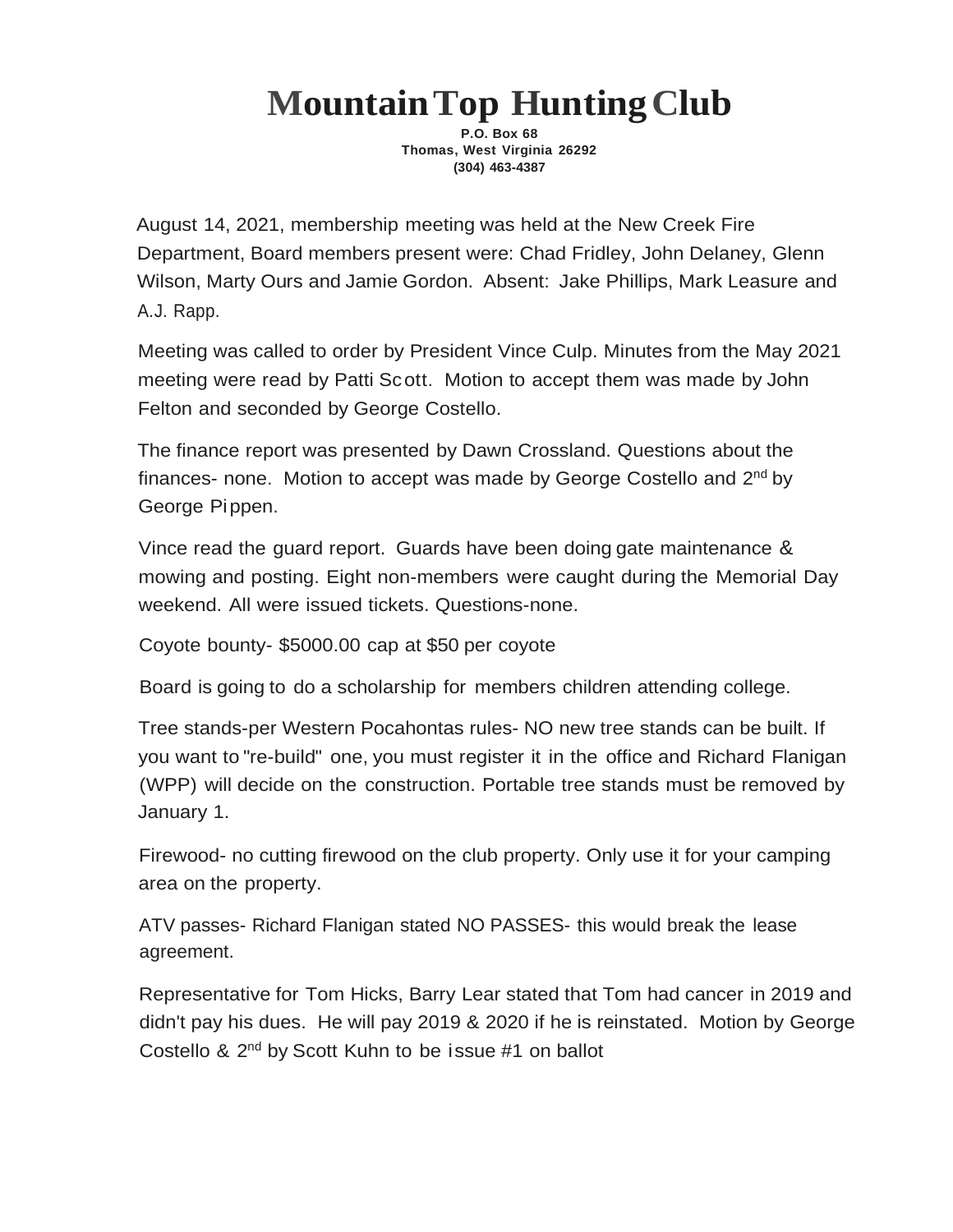# Mountain Top Hunting Club

**P.O. Box 68**
**Thomas, West Virginia 26292**
**(304) 463-4387**

August 14, 2021, membership meeting was held at the New Creek Fire Department, Board members present were: Chad Fridley, John Delaney, Glenn Wilson, Marty Ours and Jamie Gordon. Absent: Jake Phillips, Mark Leasure and A.J. Rapp.

Meeting was called to order by President Vince Culp. Minutes from the May 2021 meeting were read by Patti Scott. Motion to accept them was made by John Felton and seconded by George Costello.

The finance report was presented by Dawn Crossland. Questions about the finances- none. Motion to accept was made by George Costello and 2nd by George Pippen.

Vince read the guard report. Guards have been doing gate maintenance & mowing and posting. Eight non-members were caught during the Memorial Day weekend. All were issued tickets. Questions-none.

Coyote bounty- $5000.00 cap at $50 per coyote

Board is going to do a scholarship for members children attending college.

Tree stands-per Western Pocahontas rules- NO new tree stands can be built. If you want to "re-build" one, you must register it in the office and Richard Flanigan (WPP) will decide on the construction. Portable tree stands must be removed by January 1.

Firewood- no cutting firewood on the club property. Only use it for your camping area on the property.

ATV passes- Richard Flanigan stated NO PASSES- this would break the lease agreement.

Representative for Tom Hicks, Barry Lear stated that Tom had cancer in 2019 and didn't pay his dues. He will pay 2019 & 2020 if he is reinstated. Motion by George Costello & 2nd by Scott Kuhn to be issue #1 on ballot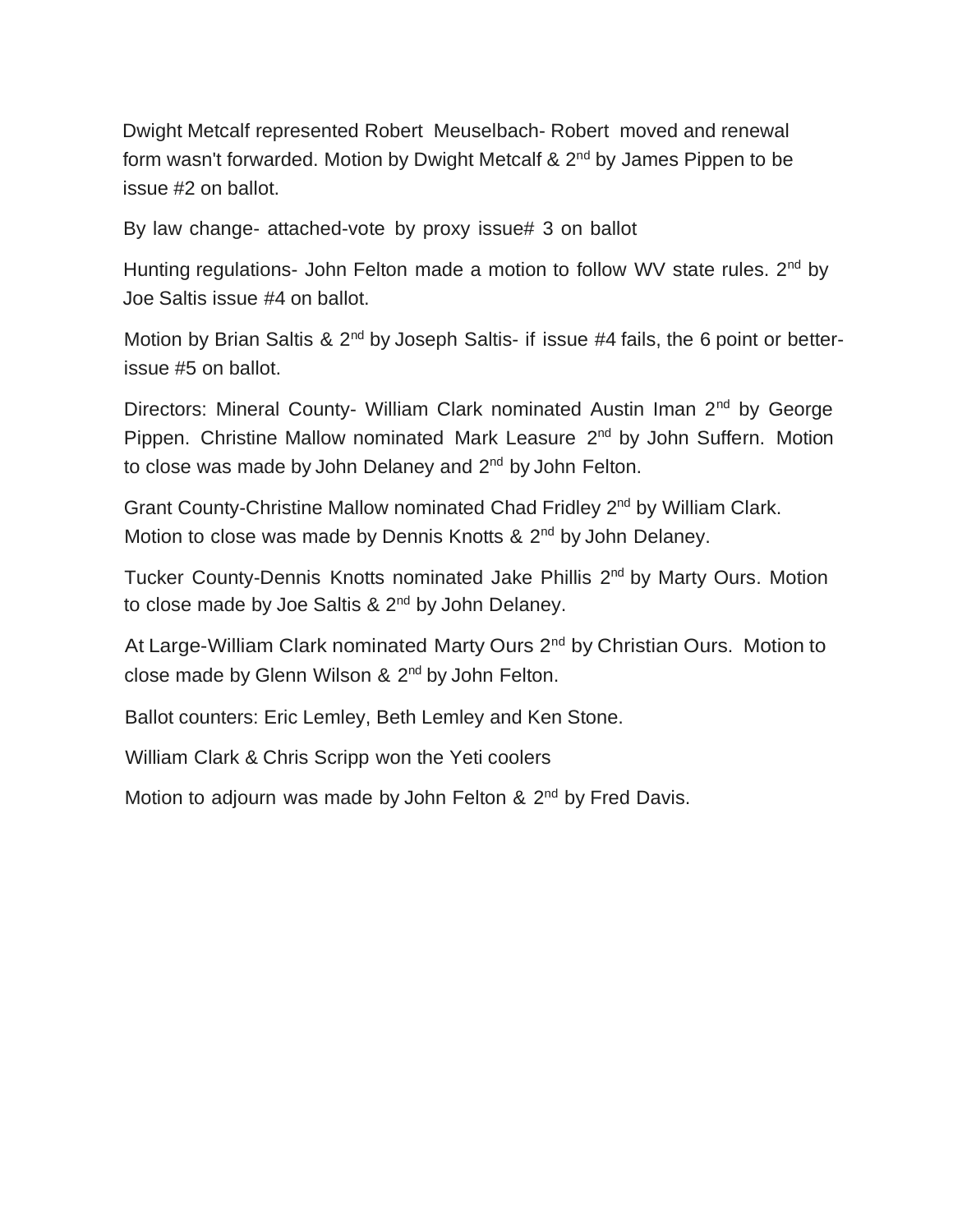Dwight Metcalf represented Robert Meuselbach- Robert moved and renewal form wasn't forwarded. Motion by Dwight Metcalf & 2nd by James Pippen to be issue #2 on ballot.

By law change- attached-vote by proxy issue# 3 on ballot

Hunting regulations- John Felton made a motion to follow WV state rules. 2nd by Joe Saltis issue #4 on ballot.

Motion by Brian Saltis & 2nd by Joseph Saltis- if issue #4 fails, the 6 point or better- issue #5 on ballot.

Directors: Mineral County- William Clark nominated Austin Iman 2nd by George Pippen. Christine Mallow nominated Mark Leasure 2nd by John Suffern. Motion to close was made by John Delaney and 2nd by John Felton.

Grant County-Christine Mallow nominated Chad Fridley 2nd by William Clark. Motion to close was made by Dennis Knotts & 2nd by John Delaney.

Tucker County-Dennis Knotts nominated Jake Phillis 2nd by Marty Ours. Motion to close made by Joe Saltis & 2nd by John Delaney.

At Large-William Clark nominated Marty Ours 2nd by Christian Ours. Motion to close made by Glenn Wilson & 2nd by John Felton.

Ballot counters: Eric Lemley, Beth Lemley and Ken Stone.

William Clark & Chris Scripp won the Yeti coolers

Motion to adjourn was made by John Felton & 2nd by Fred Davis.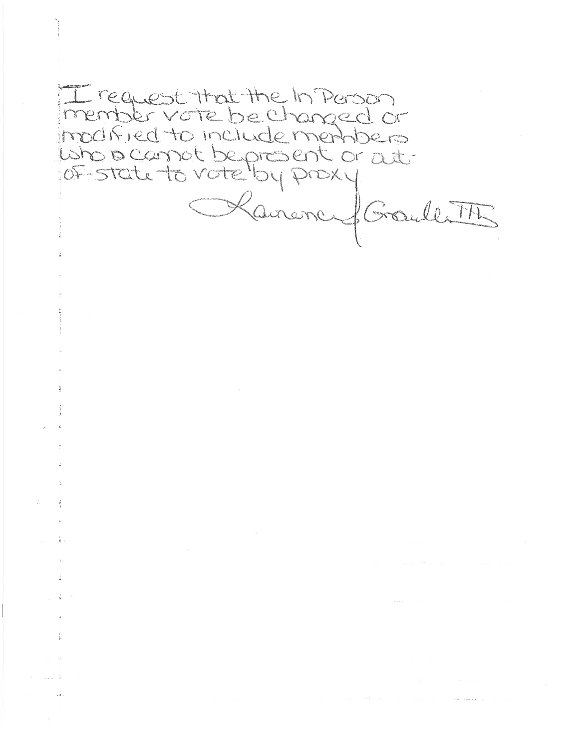I request that the In Person member vote be changed or modified to include members who cannot be present or out-of-state to vote by proxy

Lawrence J Grandle III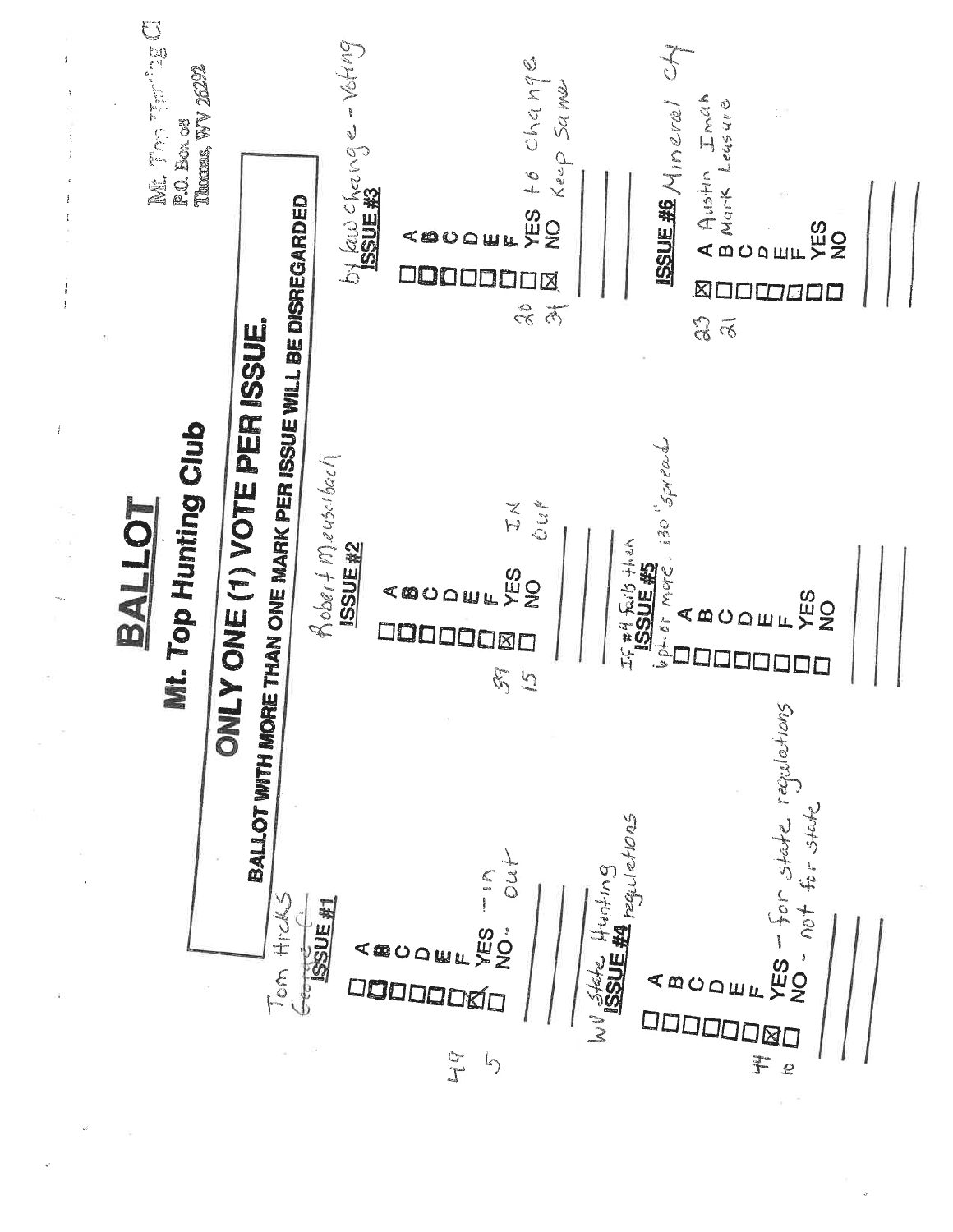Mt. Top Hunting Cl
P.O. Box 08
Thomas, WV 26292

# BALLOT

## Mt. Top Hunting Club

### ONLY ONE (1) VOTE PER ISSUE.

**BALLOT WITH MORE THAN ONE MARK PER ISSUE WILL BE DISREGARDED**

Tom Hicks
George C.

**ISSUE #1**

- ☐ A
- ☐ B
- ☐ C
- ☐ D
- ☐ E
- ☐ F
- ☒ YES — in (49)
- ☐ NO – out (5)

Robert Meuschbach

**ISSUE #2**

- ☐ A
- ☐ B
- ☐ C
- ☐ D
- ☐ E
- ☐ F
- ☒ YES In (39)
- ☐ NO Out (15)

by law change - voting

**ISSUE #3**

- ☐ A
- ☐ B
- ☐ C
- ☐ D
- ☐ E
- ☐ F
- ☐ YES to change (20)
- ☒ NO Keep Same (34)

WV State Hunting regulations

**ISSUE #4**

- ☐ A
- ☐ B
- ☐ C
- ☐ D
- ☐ E
- ☐ F
- ☒ YES – for state regulations (44)
- ☐ NO – not for state (10)

If #4 fails then 6 pt or more, 130" spread

**ISSUE #5**

- ☐ A
- ☐ B
- ☐ C
- ☐ D
- ☐ E
- ☐ F
- ☐ YES
- ☐ NO

**ISSUE #6** Mineral Ct

- ☒ A Austin Iman (33)
- ☐ B Mark Leasure (21)
- ☐ C
- ☐ D
- ☐ E
- ☐ F
- ☐ YES
- ☐ NO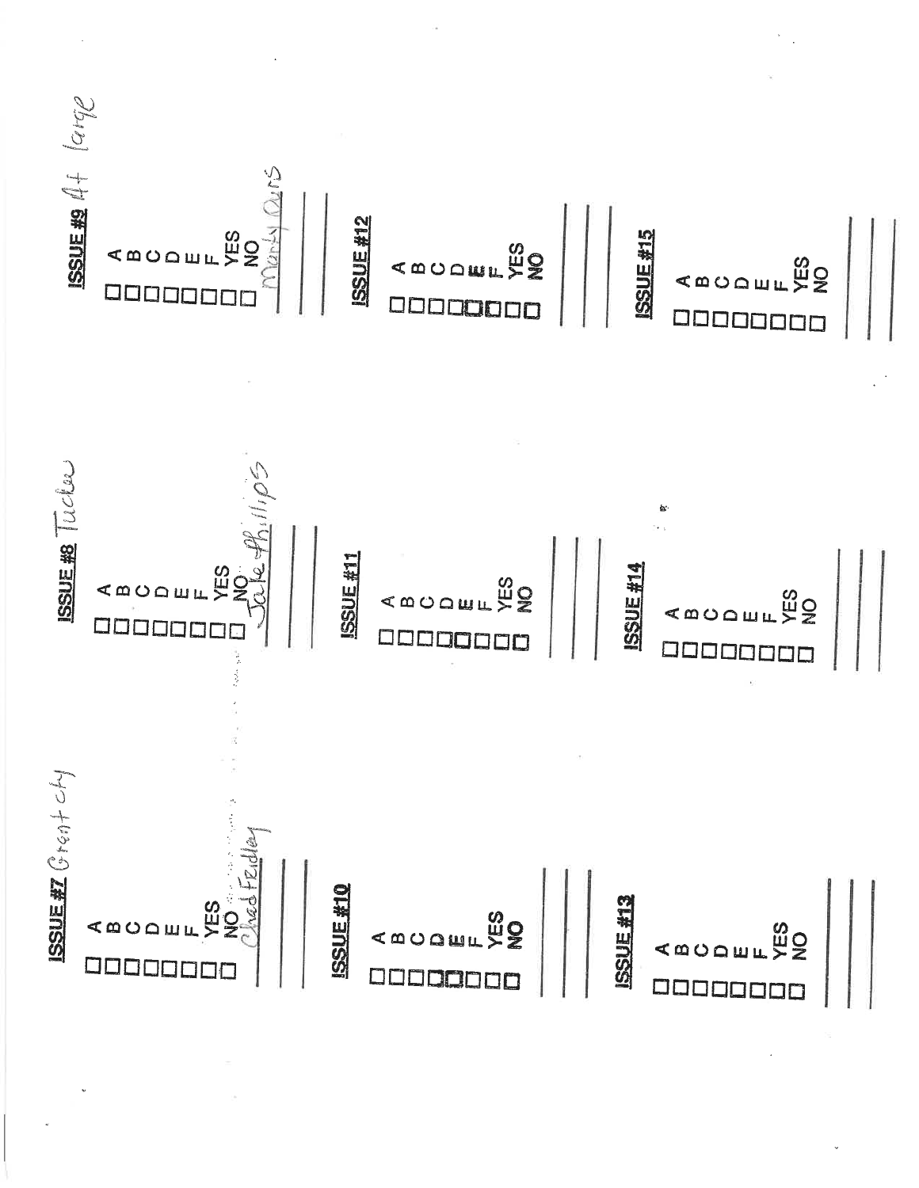**ISSUE #7** Grant cty

- ☐ A
- ☐ B
- ☐ C
- ☐ D
- ☐ E
- ☐ F
- ☐ YES
- ☐ NO

Chad Fadley

**ISSUE #8** Tucker

- ☐ A
- ☐ B
- ☐ C
- ☐ D
- ☐ E
- ☐ F
- ☐ YES
- ☐ NO

Jake Phillips

**ISSUE #9** At large

- ☐ A
- ☐ B
- ☐ C
- ☐ D
- ☐ E
- ☐ F
- ☐ YES
- ☐ NO

Marty Durs

**ISSUE #10**

- ☐ A
- ☐ B
- ☐ C
- ☐ D
- ☐ E
- ☐ F
- ☐ YES
- ☐ NO

**ISSUE #11**

- ☐ A
- ☐ B
- ☐ C
- ☐ D
- ☐ E
- ☐ F
- ☐ YES
- ☐ NO

**ISSUE #12**

- ☐ A
- ☐ B
- ☐ C
- ☐ D
- ☐ E
- ☐ F
- ☐ YES
- ☐ NO

**ISSUE #13**

- ☐ A
- ☐ B
- ☐ C
- ☐ D
- ☐ E
- ☐ F
- ☐ YES
- ☐ NO

**ISSUE #14**

- ☐ A
- ☐ B
- ☐ C
- ☐ D
- ☐ E
- ☐ F
- ☐ YES
- ☐ NO

**ISSUE #15**

- ☐ A
- ☐ B
- ☐ C
- ☐ D
- ☐ E
- ☐ F
- ☐ YES
- ☐ NO